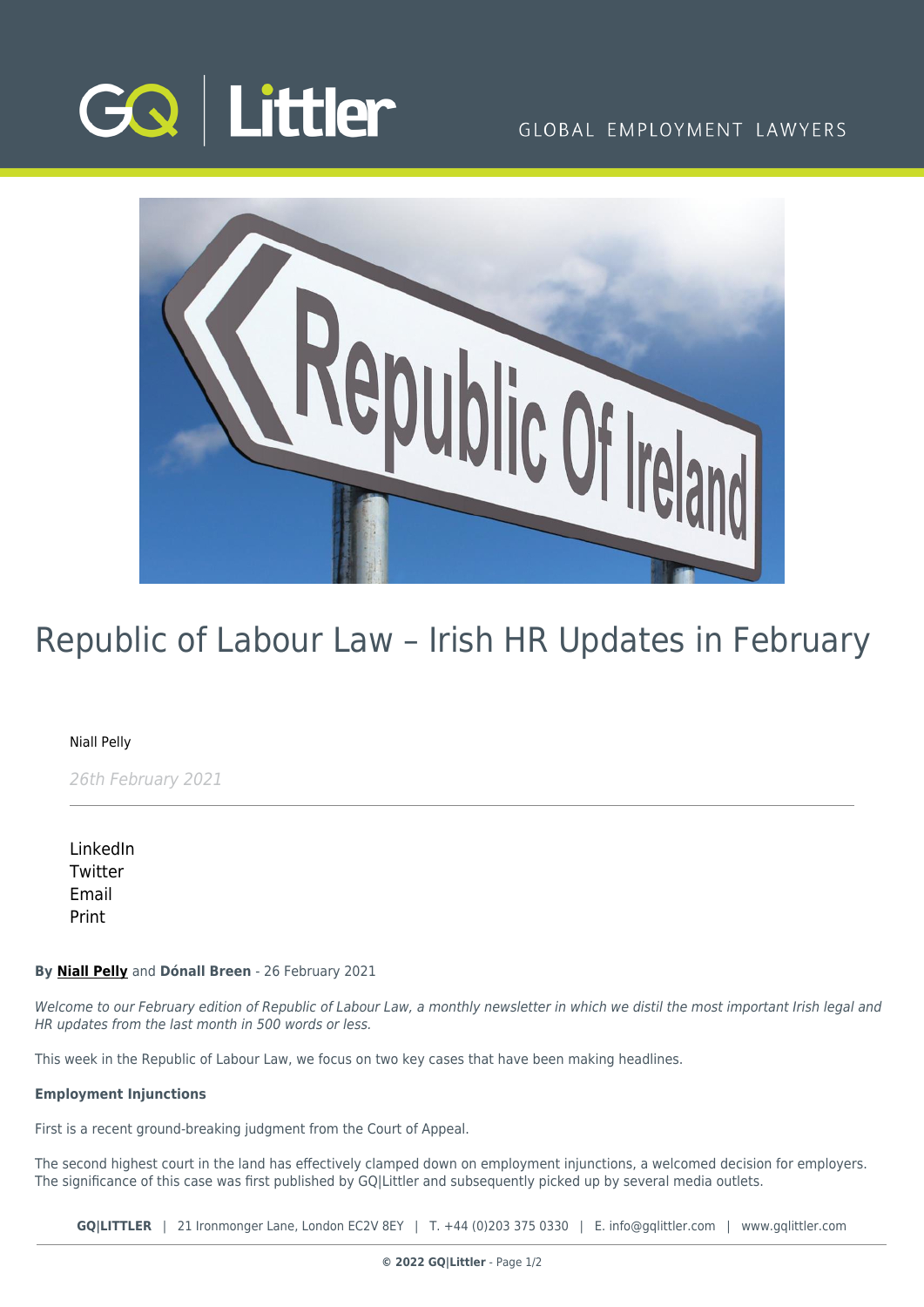# Republic of Labour Law – Irish HR Updates in February

Niall Pelly

*26th February 2021*

LinkedIn
Twitter
Email
Print

**By Niall Pelly and Dónall Breen** - 26 February 2021

*Welcome to our February edition of Republic of Labour Law, a monthly newsletter in which we distil the most important Irish legal and HR updates from the last month in 500 words or less.*

This week in the Republic of Labour Law, we focus on two key cases that have been making headlines.

**Employment Injunctions**

First is a recent ground-breaking judgment from the Court of Appeal.

The second highest court in the land has effectively clamped down on employment injunctions, a welcomed decision for employers. The significance of this case was first published by GQ|Littler and subsequently picked up by several media outlets.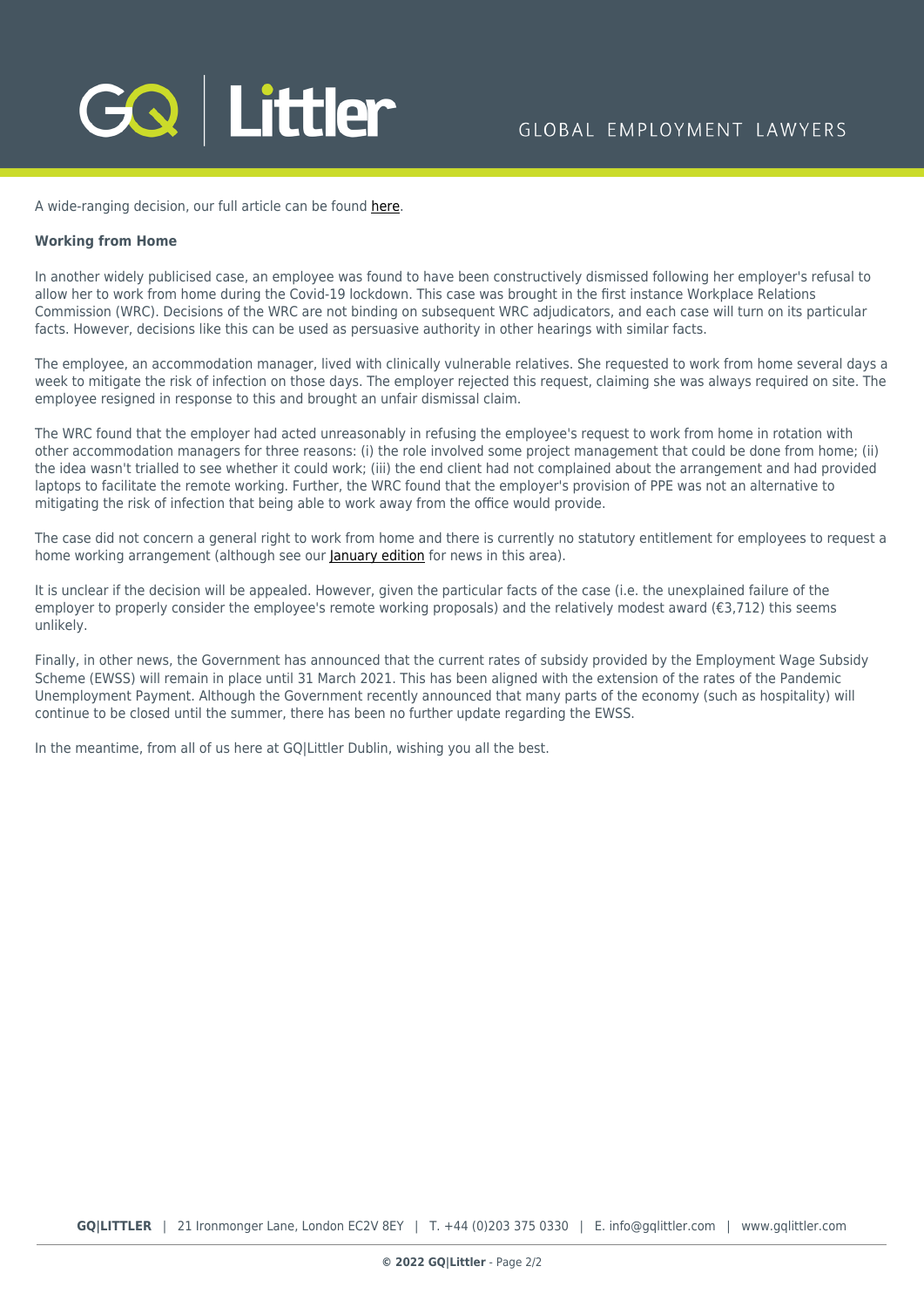A wide-ranging decision, our full article can be found here.

**Working from Home**

In another widely publicised case, an employee was found to have been constructively dismissed following her employer's refusal to allow her to work from home during the Covid-19 lockdown. This case was brought in the first instance Workplace Relations Commission (WRC). Decisions of the WRC are not binding on subsequent WRC adjudicators, and each case will turn on its particular facts. However, decisions like this can be used as persuasive authority in other hearings with similar facts.

The employee, an accommodation manager, lived with clinically vulnerable relatives. She requested to work from home several days a week to mitigate the risk of infection on those days. The employer rejected this request, claiming she was always required on site. The employee resigned in response to this and brought an unfair dismissal claim.

The WRC found that the employer had acted unreasonably in refusing the employee's request to work from home in rotation with other accommodation managers for three reasons: (i) the role involved some project management that could be done from home; (ii) the idea wasn't trialled to see whether it could work; (iii) the end client had not complained about the arrangement and had provided laptops to facilitate the remote working. Further, the WRC found that the employer's provision of PPE was not an alternative to mitigating the risk of infection that being able to work away from the office would provide.

The case did not concern a general right to work from home and there is currently no statutory entitlement for employees to request a home working arrangement (although see our January edition for news in this area).

It is unclear if the decision will be appealed. However, given the particular facts of the case (i.e. the unexplained failure of the employer to properly consider the employee's remote working proposals) and the relatively modest award (€3,712) this seems unlikely.

Finally, in other news, the Government has announced that the current rates of subsidy provided by the Employment Wage Subsidy Scheme (EWSS) will remain in place until 31 March 2021. This has been aligned with the extension of the rates of the Pandemic Unemployment Payment. Although the Government recently announced that many parts of the economy (such as hospitality) will continue to be closed until the summer, there has been no further update regarding the EWSS.

In the meantime, from all of us here at GQ|Littler Dublin, wishing you all the best.